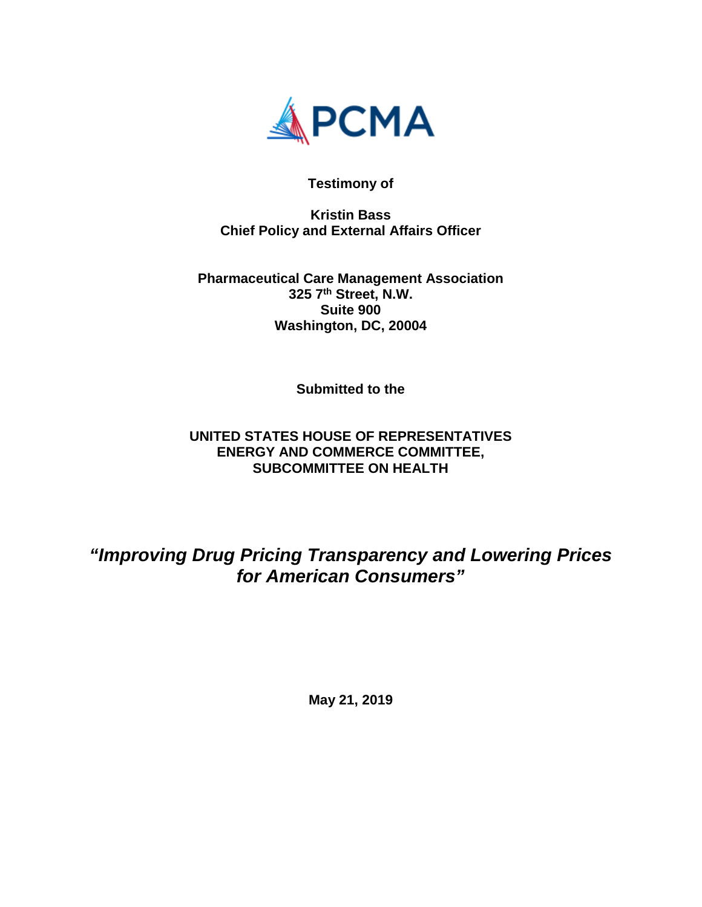PCMA

**Testimony of**

**Kristin Bass**
**Chief Policy and External Affairs Officer**

**Pharmaceutical Care Management Association**
**325 7th Street, N.W.**
**Suite 900**
**Washington, DC, 20004**

**Submitted to the**

**UNITED STATES HOUSE OF REPRESENTATIVES**
**ENERGY AND COMMERCE COMMITTEE,**
**SUBCOMMITTEE ON HEALTH**

***"Improving Drug Pricing Transparency and Lowering Prices for American Consumers"***

**May 21, 2019**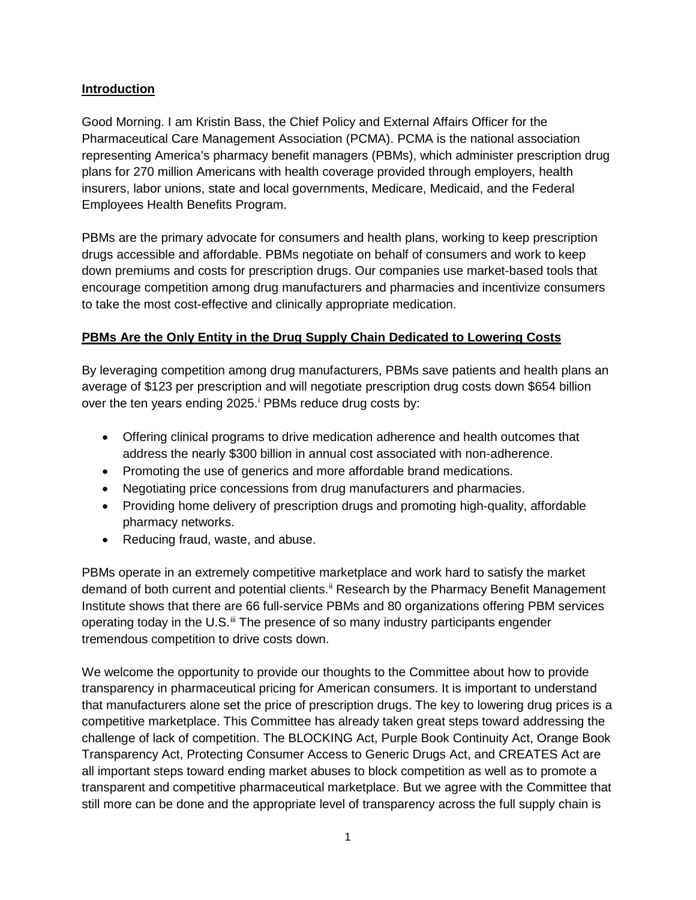**Introduction**

Good Morning. I am Kristin Bass, the Chief Policy and External Affairs Officer for the Pharmaceutical Care Management Association (PCMA). PCMA is the national association representing America's pharmacy benefit managers (PBMs), which administer prescription drug plans for 270 million Americans with health coverage provided through employers, health insurers, labor unions, state and local governments, Medicare, Medicaid, and the Federal Employees Health Benefits Program.

PBMs are the primary advocate for consumers and health plans, working to keep prescription drugs accessible and affordable. PBMs negotiate on behalf of consumers and work to keep down premiums and costs for prescription drugs. Our companies use market-based tools that encourage competition among drug manufacturers and pharmacies and incentivize consumers to take the most cost-effective and clinically appropriate medication.

**PBMs Are the Only Entity in the Drug Supply Chain Dedicated to Lowering Costs**

By leveraging competition among drug manufacturers, PBMs save patients and health plans an average of $123 per prescription and will negotiate prescription drug costs down $654 billion over the ten years ending 2025.[i] PBMs reduce drug costs by:

- Offering clinical programs to drive medication adherence and health outcomes that address the nearly $300 billion in annual cost associated with non-adherence.
- Promoting the use of generics and more affordable brand medications.
- Negotiating price concessions from drug manufacturers and pharmacies.
- Providing home delivery of prescription drugs and promoting high-quality, affordable pharmacy networks.
- Reducing fraud, waste, and abuse.

PBMs operate in an extremely competitive marketplace and work hard to satisfy the market demand of both current and potential clients.[ii] Research by the Pharmacy Benefit Management Institute shows that there are 66 full-service PBMs and 80 organizations offering PBM services operating today in the U.S.[iii] The presence of so many industry participants engender tremendous competition to drive costs down.

We welcome the opportunity to provide our thoughts to the Committee about how to provide transparency in pharmaceutical pricing for American consumers. It is important to understand that manufacturers alone set the price of prescription drugs. The key to lowering drug prices is a competitive marketplace. This Committee has already taken great steps toward addressing the challenge of lack of competition. The BLOCKING Act, Purple Book Continuity Act, Orange Book Transparency Act, Protecting Consumer Access to Generic Drugs Act, and CREATES Act are all important steps toward ending market abuses to block competition as well as to promote a transparent and competitive pharmaceutical marketplace. But we agree with the Committee that still more can be done and the appropriate level of transparency across the full supply chain is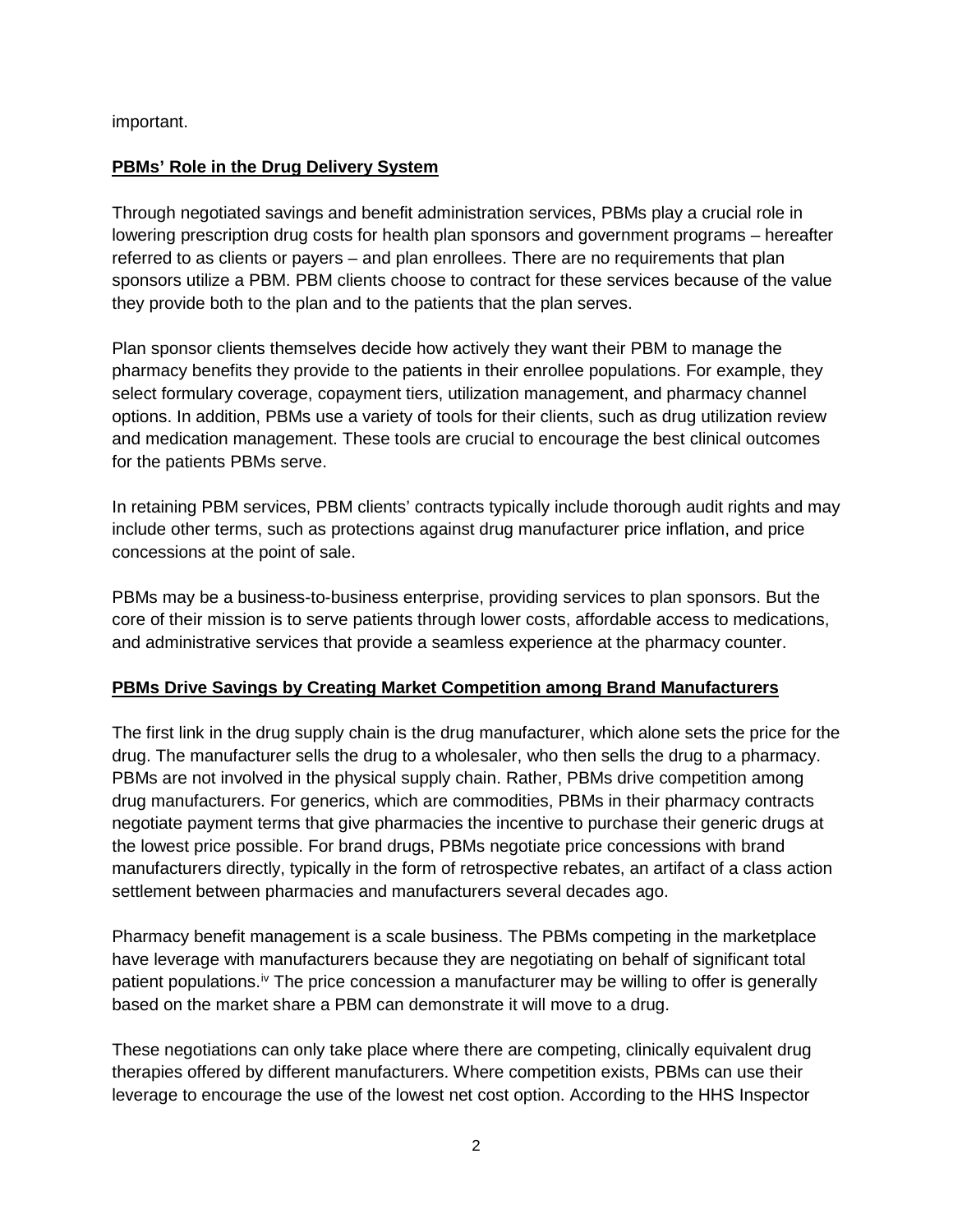important.

**PBMs' Role in the Drug Delivery System**

Through negotiated savings and benefit administration services, PBMs play a crucial role in lowering prescription drug costs for health plan sponsors and government programs – hereafter referred to as clients or payers – and plan enrollees. There are no requirements that plan sponsors utilize a PBM. PBM clients choose to contract for these services because of the value they provide both to the plan and to the patients that the plan serves.

Plan sponsor clients themselves decide how actively they want their PBM to manage the pharmacy benefits they provide to the patients in their enrollee populations. For example, they select formulary coverage, copayment tiers, utilization management, and pharmacy channel options. In addition, PBMs use a variety of tools for their clients, such as drug utilization review and medication management. These tools are crucial to encourage the best clinical outcomes for the patients PBMs serve.

In retaining PBM services, PBM clients' contracts typically include thorough audit rights and may include other terms, such as protections against drug manufacturer price inflation, and price concessions at the point of sale.

PBMs may be a business-to-business enterprise, providing services to plan sponsors. But the core of their mission is to serve patients through lower costs, affordable access to medications, and administrative services that provide a seamless experience at the pharmacy counter.

**PBMs Drive Savings by Creating Market Competition among Brand Manufacturers**

The first link in the drug supply chain is the drug manufacturer, which alone sets the price for the drug. The manufacturer sells the drug to a wholesaler, who then sells the drug to a pharmacy. PBMs are not involved in the physical supply chain. Rather, PBMs drive competition among drug manufacturers. For generics, which are commodities, PBMs in their pharmacy contracts negotiate payment terms that give pharmacies the incentive to purchase their generic drugs at the lowest price possible. For brand drugs, PBMs negotiate price concessions with brand manufacturers directly, typically in the form of retrospective rebates, an artifact of a class action settlement between pharmacies and manufacturers several decades ago.

Pharmacy benefit management is a scale business. The PBMs competing in the marketplace have leverage with manufacturers because they are negotiating on behalf of significant total patient populations.[iv] The price concession a manufacturer may be willing to offer is generally based on the market share a PBM can demonstrate it will move to a drug.

These negotiations can only take place where there are competing, clinically equivalent drug therapies offered by different manufacturers. Where competition exists, PBMs can use their leverage to encourage the use of the lowest net cost option. According to the HHS Inspector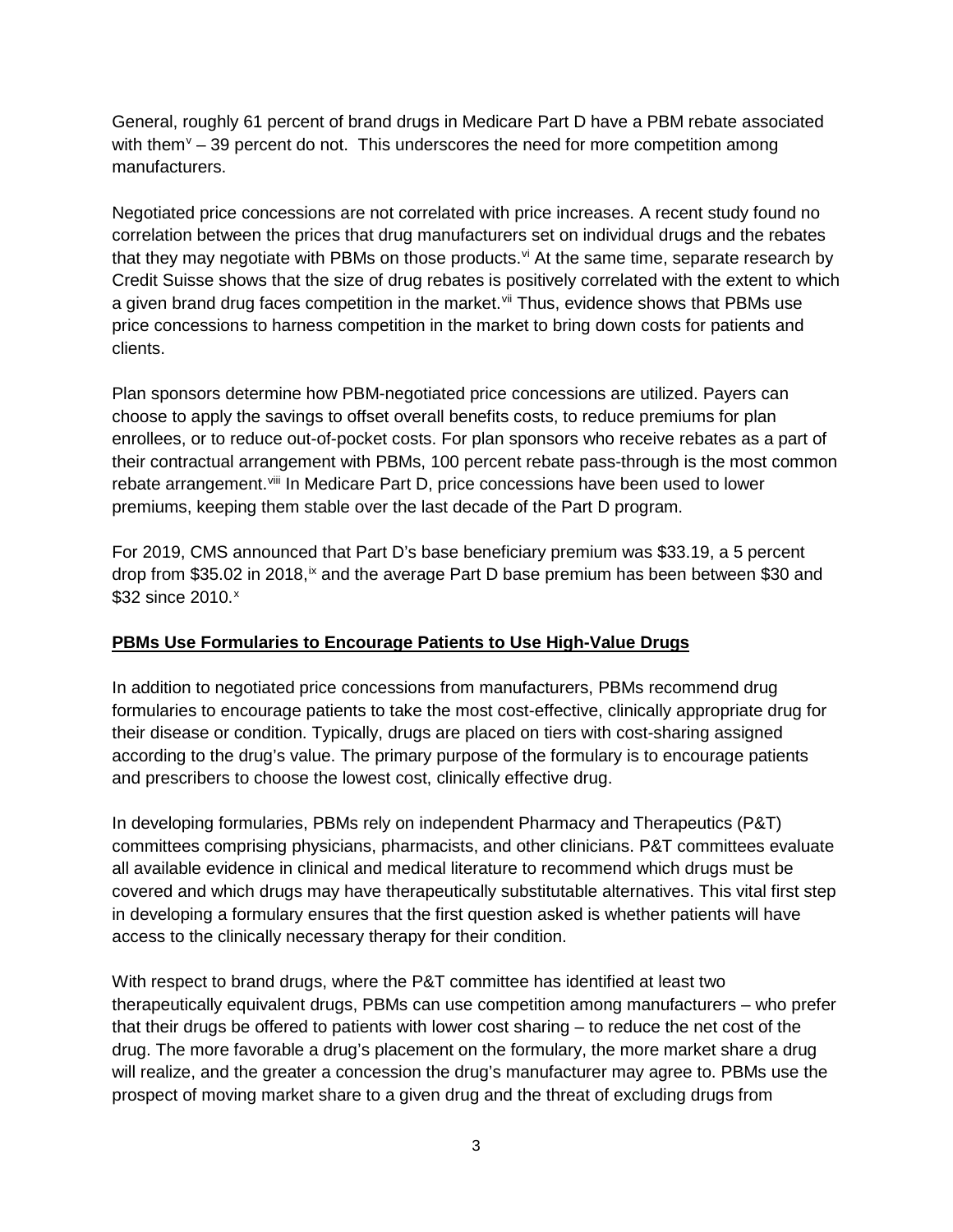General, roughly 61 percent of brand drugs in Medicare Part D have a PBM rebate associated with them[v] – 39 percent do not. This underscores the need for more competition among manufacturers.

Negotiated price concessions are not correlated with price increases. A recent study found no correlation between the prices that drug manufacturers set on individual drugs and the rebates that they may negotiate with PBMs on those products.[vi] At the same time, separate research by Credit Suisse shows that the size of drug rebates is positively correlated with the extent to which a given brand drug faces competition in the market.[vii] Thus, evidence shows that PBMs use price concessions to harness competition in the market to bring down costs for patients and clients.

Plan sponsors determine how PBM-negotiated price concessions are utilized. Payers can choose to apply the savings to offset overall benefits costs, to reduce premiums for plan enrollees, or to reduce out-of-pocket costs. For plan sponsors who receive rebates as a part of their contractual arrangement with PBMs, 100 percent rebate pass-through is the most common rebate arrangement.[viii] In Medicare Part D, price concessions have been used to lower premiums, keeping them stable over the last decade of the Part D program.

For 2019, CMS announced that Part D's base beneficiary premium was $33.19, a 5 percent drop from $35.02 in 2018,[ix] and the average Part D base premium has been between $30 and $32 since 2010.[x]

**PBMs Use Formularies to Encourage Patients to Use High-Value Drugs**

In addition to negotiated price concessions from manufacturers, PBMs recommend drug formularies to encourage patients to take the most cost-effective, clinically appropriate drug for their disease or condition. Typically, drugs are placed on tiers with cost-sharing assigned according to the drug's value. The primary purpose of the formulary is to encourage patients and prescribers to choose the lowest cost, clinically effective drug.

In developing formularies, PBMs rely on independent Pharmacy and Therapeutics (P&T) committees comprising physicians, pharmacists, and other clinicians. P&T committees evaluate all available evidence in clinical and medical literature to recommend which drugs must be covered and which drugs may have therapeutically substitutable alternatives. This vital first step in developing a formulary ensures that the first question asked is whether patients will have access to the clinically necessary therapy for their condition.

With respect to brand drugs, where the P&T committee has identified at least two therapeutically equivalent drugs, PBMs can use competition among manufacturers – who prefer that their drugs be offered to patients with lower cost sharing – to reduce the net cost of the drug. The more favorable a drug's placement on the formulary, the more market share a drug will realize, and the greater a concession the drug's manufacturer may agree to. PBMs use the prospect of moving market share to a given drug and the threat of excluding drugs from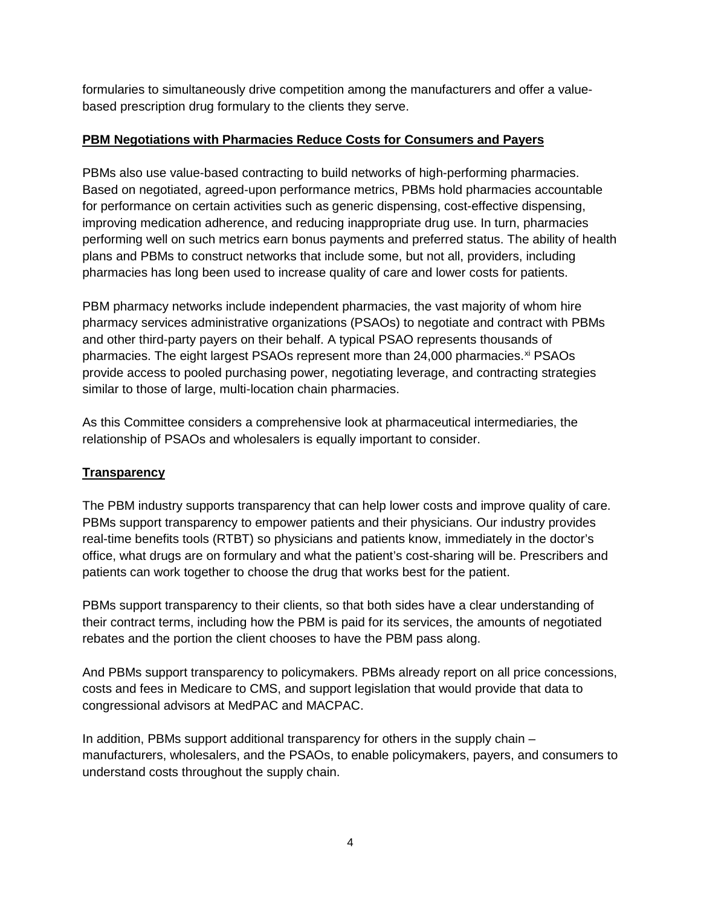formularies to simultaneously drive competition among the manufacturers and offer a value-based prescription drug formulary to the clients they serve.

**PBM Negotiations with Pharmacies Reduce Costs for Consumers and Payers**

PBMs also use value-based contracting to build networks of high-performing pharmacies. Based on negotiated, agreed-upon performance metrics, PBMs hold pharmacies accountable for performance on certain activities such as generic dispensing, cost-effective dispensing, improving medication adherence, and reducing inappropriate drug use. In turn, pharmacies performing well on such metrics earn bonus payments and preferred status. The ability of health plans and PBMs to construct networks that include some, but not all, providers, including pharmacies has long been used to increase quality of care and lower costs for patients.

PBM pharmacy networks include independent pharmacies, the vast majority of whom hire pharmacy services administrative organizations (PSAOs) to negotiate and contract with PBMs and other third-party payers on their behalf. A typical PSAO represents thousands of pharmacies. The eight largest PSAOs represent more than 24,000 pharmacies.[xi] PSAOs provide access to pooled purchasing power, negotiating leverage, and contracting strategies similar to those of large, multi-location chain pharmacies.

As this Committee considers a comprehensive look at pharmaceutical intermediaries, the relationship of PSAOs and wholesalers is equally important to consider.

**Transparency**

The PBM industry supports transparency that can help lower costs and improve quality of care. PBMs support transparency to empower patients and their physicians. Our industry provides real-time benefits tools (RTBT) so physicians and patients know, immediately in the doctor's office, what drugs are on formulary and what the patient's cost-sharing will be. Prescribers and patients can work together to choose the drug that works best for the patient.

PBMs support transparency to their clients, so that both sides have a clear understanding of their contract terms, including how the PBM is paid for its services, the amounts of negotiated rebates and the portion the client chooses to have the PBM pass along.

And PBMs support transparency to policymakers. PBMs already report on all price concessions, costs and fees in Medicare to CMS, and support legislation that would provide that data to congressional advisors at MedPAC and MACPAC.

In addition, PBMs support additional transparency for others in the supply chain – manufacturers, wholesalers, and the PSAOs, to enable policymakers, payers, and consumers to understand costs throughout the supply chain.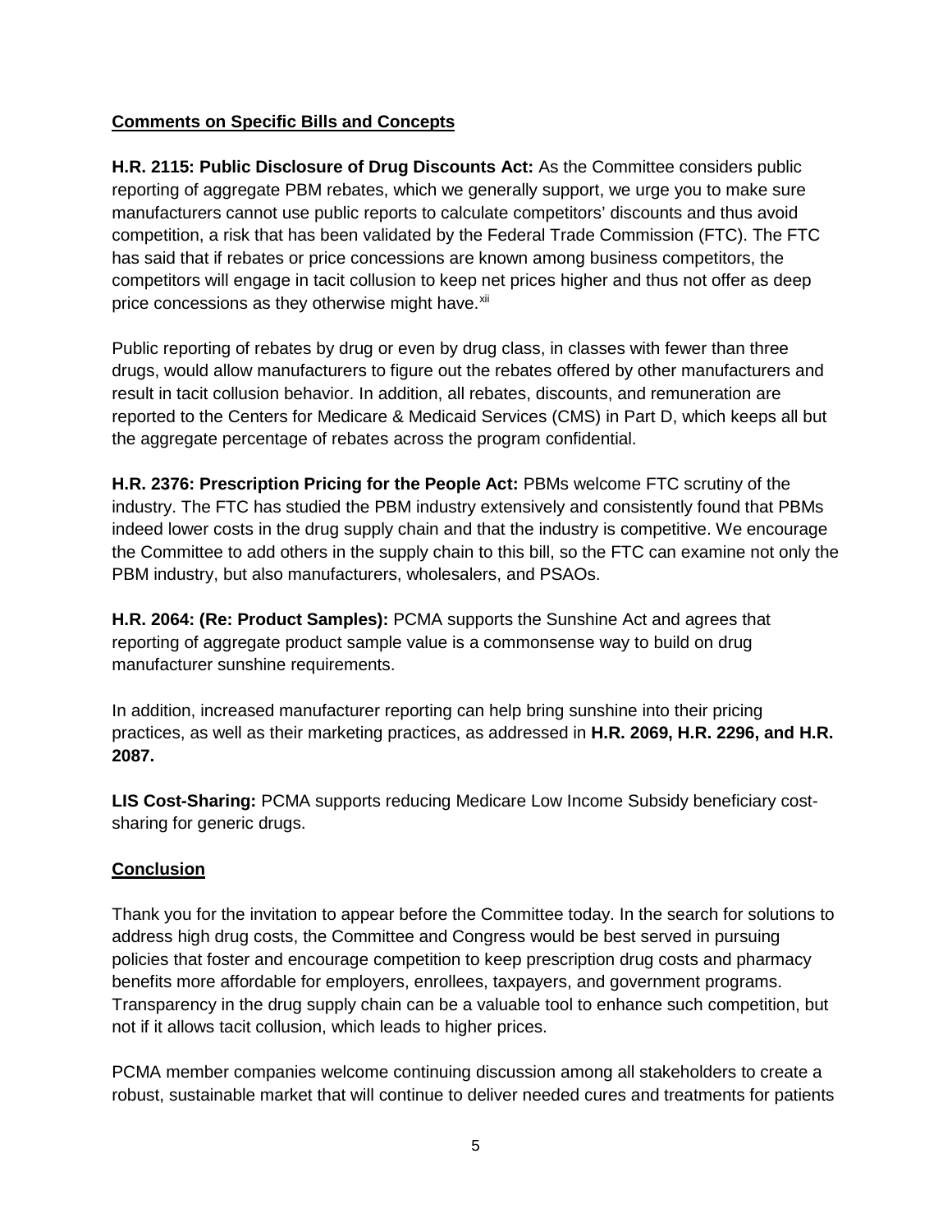## Comments on Specific Bills and Concepts

**H.R. 2115: Public Disclosure of Drug Discounts Act:** As the Committee considers public reporting of aggregate PBM rebates, which we generally support, we urge you to make sure manufacturers cannot use public reports to calculate competitors' discounts and thus avoid competition, a risk that has been validated by the Federal Trade Commission (FTC). The FTC has said that if rebates or price concessions are known among business competitors, the competitors will engage in tacit collusion to keep net prices higher and thus not offer as deep price concessions as they otherwise might have.[xii]

Public reporting of rebates by drug or even by drug class, in classes with fewer than three drugs, would allow manufacturers to figure out the rebates offered by other manufacturers and result in tacit collusion behavior. In addition, all rebates, discounts, and remuneration are reported to the Centers for Medicare & Medicaid Services (CMS) in Part D, which keeps all but the aggregate percentage of rebates across the program confidential.

**H.R. 2376: Prescription Pricing for the People Act:** PBMs welcome FTC scrutiny of the industry. The FTC has studied the PBM industry extensively and consistently found that PBMs indeed lower costs in the drug supply chain and that the industry is competitive. We encourage the Committee to add others in the supply chain to this bill, so the FTC can examine not only the PBM industry, but also manufacturers, wholesalers, and PSAOs.

**H.R. 2064: (Re: Product Samples):** PCMA supports the Sunshine Act and agrees that reporting of aggregate product sample value is a commonsense way to build on drug manufacturer sunshine requirements.

In addition, increased manufacturer reporting can help bring sunshine into their pricing practices, as well as their marketing practices, as addressed in **H.R. 2069, H.R. 2296, and H.R. 2087.**

**LIS Cost-Sharing:** PCMA supports reducing Medicare Low Income Subsidy beneficiary cost-sharing for generic drugs.

## Conclusion

Thank you for the invitation to appear before the Committee today. In the search for solutions to address high drug costs, the Committee and Congress would be best served in pursuing policies that foster and encourage competition to keep prescription drug costs and pharmacy benefits more affordable for employers, enrollees, taxpayers, and government programs. Transparency in the drug supply chain can be a valuable tool to enhance such competition, but not if it allows tacit collusion, which leads to higher prices.

PCMA member companies welcome continuing discussion among all stakeholders to create a robust, sustainable market that will continue to deliver needed cures and treatments for patients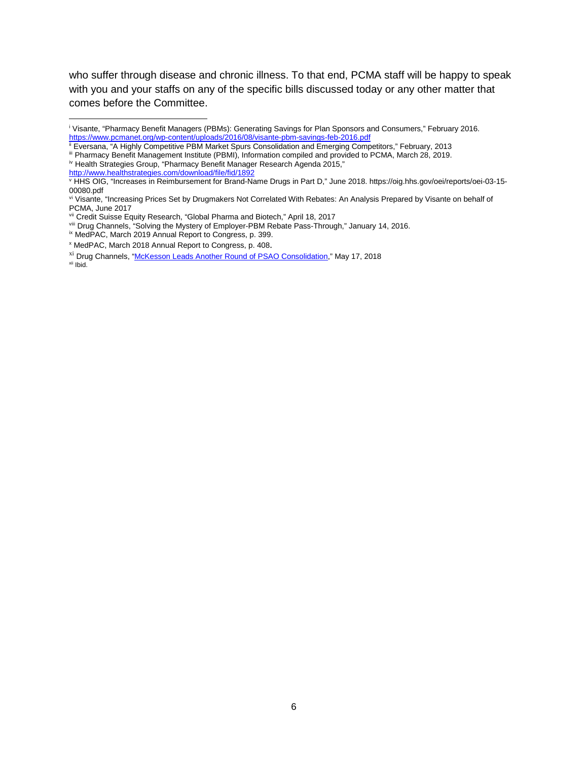who suffer through disease and chronic illness. To that end, PCMA staff will be happy to speak with you and your staffs on any of the specific bills discussed today or any other matter that comes before the Committee.

---

[i] Visante, "Pharmacy Benefit Managers (PBMs): Generating Savings for Plan Sponsors and Consumers," February 2016. https://www.pcmanet.org/wp-content/uploads/2016/08/visante-pbm-savings-feb-2016.pdf

[ii] Eversana, "A Highly Competitive PBM Market Spurs Consolidation and Emerging Competitors," February, 2013

[iii] Pharmacy Benefit Management Institute (PBMI), Information compiled and provided to PCMA, March 28, 2019.

[iv] Health Strategies Group, "Pharmacy Benefit Manager Research Agenda 2015," http://www.healthstrategies.com/download/file/fid/1892

[v] HHS OIG, "Increases in Reimbursement for Brand-Name Drugs in Part D," June 2018. https://oig.hhs.gov/oei/reports/oei-03-15-00080.pdf

[vi] Visante, "Increasing Prices Set by Drugmakers Not Correlated With Rebates: An Analysis Prepared by Visante on behalf of PCMA, June 2017

[vii] Credit Suisse Equity Research, "Global Pharma and Biotech," April 18, 2017

[viii] Drug Channels, "Solving the Mystery of Employer-PBM Rebate Pass-Through," January 14, 2016.

[ix] MedPAC, March 2019 Annual Report to Congress, p. 399.

[x] MedPAC, March 2018 Annual Report to Congress, p. 408.

[xi] Drug Channels, "McKesson Leads Another Round of PSAO Consolidation," May 17, 2018

[xii] Ibid.